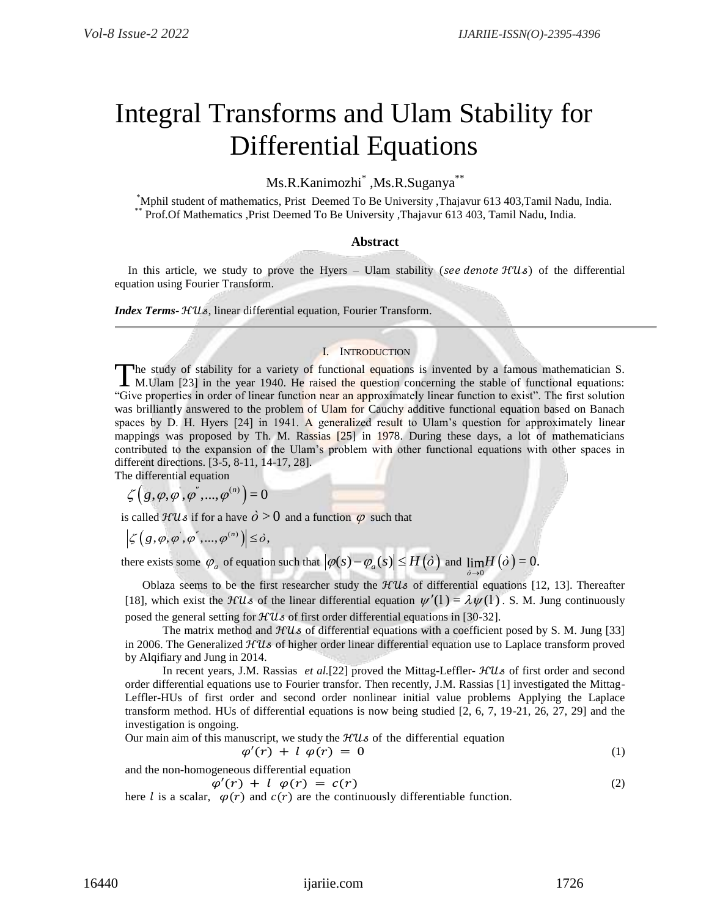# Integral Transforms and Ulam Stability for Differential Equations

Ms.R.Kanimozhi[*] ,Ms.R.Suganya[**]

[*]Mphil student of mathematics, Prist Deemed To Be University ,Thajavur 613 403,Tamil Nadu, India.
[**] Prof.Of Mathematics ,Prist Deemed To Be University ,Thajavur 613 403, Tamil Nadu, India.

## Abstract

In this article, we study to prove the Hyers – Ulam stability ($see\ denote\ \mathcal{HUs}$) of the differential equation using Fourier Transform.

***Index Terms***- $\mathcal{HUs}$, linear differential equation, Fourier Transform.

## I. Introduction

The study of stability for a variety of functional equations is invented by a famous mathematician S. M.Ulam [23] in the year 1940. He raised the question concerning the stable of functional equations: "Give properties in order of linear function near an approximately linear function to exist". The first solution was brilliantly answered to the problem of Ulam for Cauchy additive functional equation based on Banach spaces by D. H. Hyers [24] in 1941. A generalized result to Ulam's question for approximately linear mappings was proposed by Th. M. Rassias [25] in 1978. During these days, a lot of mathematicians contributed to the expansion of the Ulam's problem with other functional equations with other spaces in different directions. [3-5, 8-11, 14-17, 28].

The differential equation

$$\zeta\left(g,\varphi,\varphi^{'},\varphi^{''},...,\varphi^{(n)}\right)=0$$

is called $\mathcal{HUs}$ if for a have $\grave{o}>0$ and a function $\varphi$ such that

$$\left|\zeta\left(g,\varphi,\varphi^{'},\varphi^{''},...,\varphi^{(n)}\right)\right|\leq\grave{o},$$

there exists some $\varphi_a$ of equation such that $|\varphi(s)-\varphi_a(s)|\leq H(\grave{o})$ and $\lim_{\grave{o}\to 0}H(\grave{o})=0.$

Oblaza seems to be the first researcher study the $\mathcal{HUs}$ of differential equations [12, 13]. Thereafter [18], which exist the $\mathcal{HUs}$ of the linear differential equation $\psi'(1)=\lambda\psi(1)$. S. M. Jung continuously posed the general setting for $\mathcal{HUs}$ of first order differential equations in [30-32].

The matrix method and $\mathcal{HUs}$ of differential equations with a coefficient posed by S. M. Jung [33] in 2006. The Generalized $\mathcal{HUs}$ of higher order linear differential equation use to Laplace transform proved by Alqifiary and Jung in 2014.

In recent years, J.M. Rassias *et al.*[22] proved the Mittag-Leffler- $\mathcal{HUs}$ of first order and second order differential equations use to Fourier transfor. Then recently, J.M. Rassias [1] investigated the Mittag-Leffler-HUs of first order and second order nonlinear initial value problems Applying the Laplace transform method. HUs of differential equations is now being studied [2, 6, 7, 19-21, 26, 27, 29] and the investigation is ongoing.

Our main aim of this manuscript, we study the $\mathcal{HUs}$ of the differential equation

$$\varphi'(r)\ +\ l\ \varphi(r)\ =\ 0 \tag{1}$$

and the non-homogeneous differential equation

$$\varphi'(r)\ +\ l\ \varphi(r)\ =\ c(r) \tag{2}$$

here $l$ is a scalar, $\varphi(r)$ and $c(r)$ are the continuously differentiable function.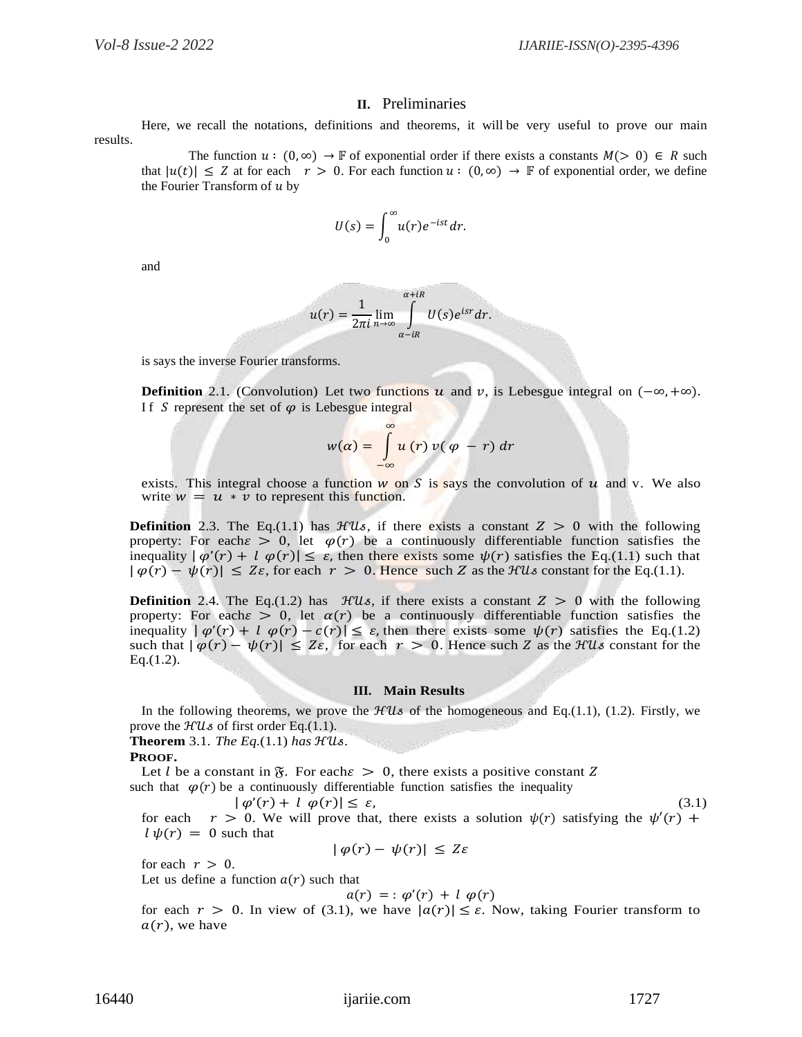## II. Preliminaries

Here, we recall the notations, definitions and theorems, it will be very useful to prove our main results.

The function $u : (0, \infty) \to \mathbb{F}$ of exponential order if there exists a constants $M(> 0) \in R$ such that $|u(t)| \leq Z$ at for each $r > 0$. For each function $u : (0, \infty) \to \mathbb{F}$ of exponential order, we define the Fourier Transform of $u$ by

$$U(s) = \int_0^\infty u(r) e^{-ist} dr.$$

and

$$u(r) = \frac{1}{2\pi i} \lim_{n \to \infty} \int_{\alpha - iR}^{\alpha + iR} U(s) e^{isr} dr.$$

is says the inverse Fourier transforms.

**Definition** 2.1. (Convolution) Let two functions $u$ and $v$, is Lebesgue integral on $(-\infty, +\infty)$. If $S$ represent the set of $\varphi$ is Lebesgue integral

$$w(\alpha) = \int_{-\infty}^{\infty} u(r)\, v(\varphi - r)\, dr$$

exists. This integral choose a function $w$ on $S$ is says the convolution of $u$ and v. We also write $w = u * v$ to represent this function.

**Definition** 2.3. The Eq.(1.1) has $\mathcal{HUs}$, if there exists a constant $Z > 0$ with the following property: For each $\varepsilon > 0$, let $\varphi(r)$ be a continuously differentiable function satisfies the inequality $|\varphi'(r) + l\, \varphi(r)| \leq \varepsilon$, then there exists some $\psi(r)$ satisfies the Eq.(1.1) such that $|\varphi(r) - \psi(r)| \leq Z\varepsilon$, for each $r > 0$. Hence such $Z$ as the $\mathcal{HUs}$ constant for the Eq.(1.1).

**Definition** 2.4. The Eq.(1.2) has $\mathcal{HUs}$, if there exists a constant $Z > 0$ with the following property: For each $\varepsilon > 0$, let $\alpha(r)$ be a continuously differentiable function satisfies the inequality $|\varphi'(r) + l\, \varphi(r) - c(r)| \leq \varepsilon$, then there exists some $\psi(r)$ satisfies the Eq.(1.2) such that $|\varphi(r) - \psi(r)| \leq Z\varepsilon$, for each $r > 0$. Hence such $Z$ as the $\mathcal{HUs}$ constant for the Eq.(1.2).

## III. Main Results

In the following theorems, we prove the $\mathcal{HUs}$ of the homogeneous and Eq.(1.1), (1.2). Firstly, we prove the $\mathcal{HUs}$ of first order Eq.(1.1).

**Theorem** 3.1. *The Eq.(1.1) has $\mathcal{HUs}$.*

**PROOF.**

Let $l$ be a constant in $\mathfrak{F}$. For each $\varepsilon > 0$, there exists a positive constant $Z$ such that $\varphi(r)$ be a continuously differentiable function satisfies the inequality

$$|\varphi'(r) + l\, \varphi(r)| \leq \varepsilon, \tag{3.1}$$

for each $r > 0$. We will prove that, there exists a solution $\psi(r)$ satisfying the $\psi'(r) + l\,\psi(r) = 0$ such that

$$|\varphi(r) - \psi(r)| \leq Z\varepsilon$$

for each $r > 0$.

Let us define a function $a(r)$ such that

$$a(r) =: \varphi'(r) + l\, \varphi(r)$$

for each $r > 0$. In view of (3.1), we have $|a(r)| \leq \varepsilon$. Now, taking Fourier transform to $a(r)$, we have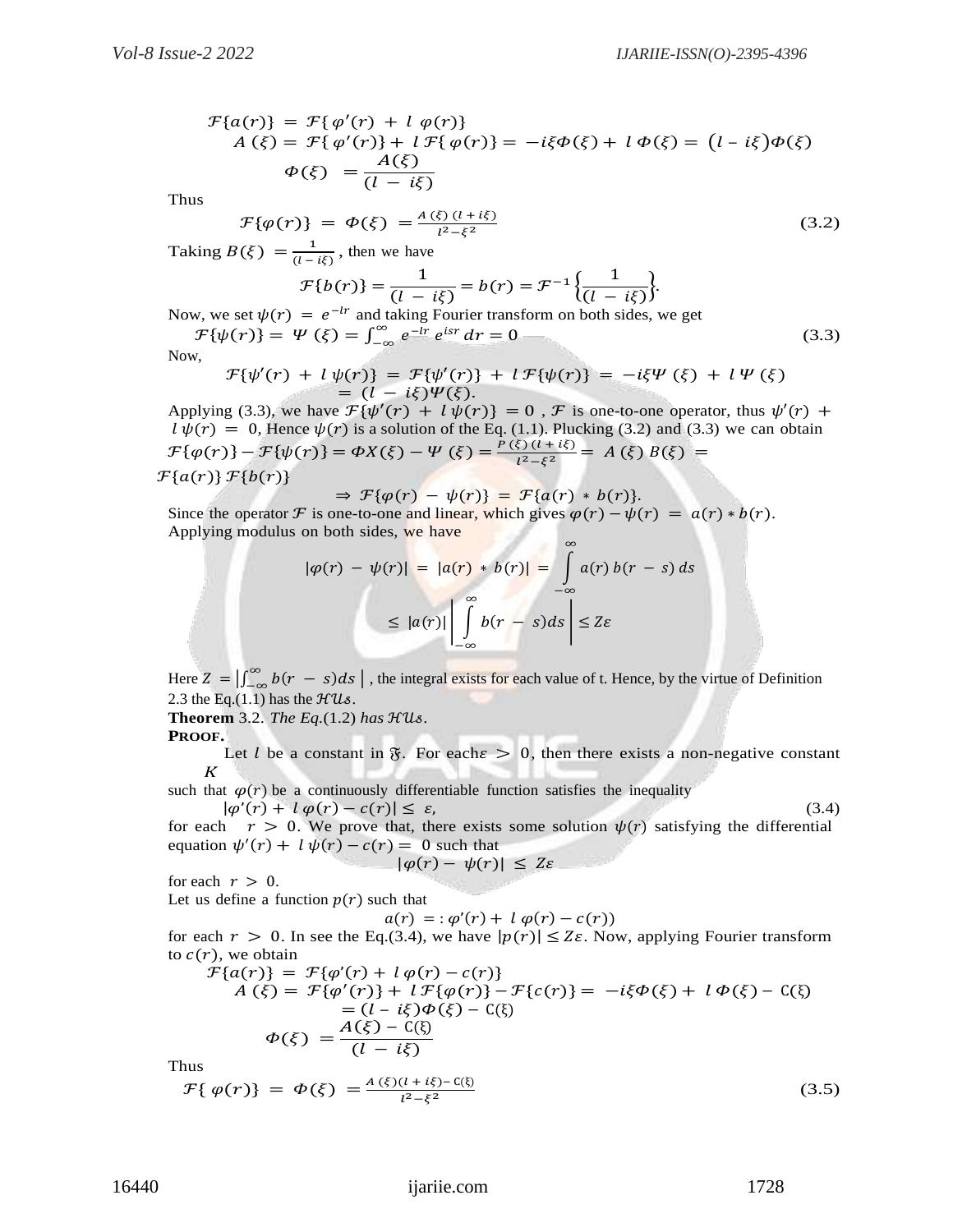$$\mathcal{F}\{a(r)\} = \mathcal{F}\{\varphi'(r) + l\,\varphi(r)\}$$

$$A(\xi) = \mathcal{F}\{\varphi'(r)\} + l\,\mathcal{F}\{\varphi(r)\} = -i\xi\Phi(\xi) + l\,\Phi(\xi) = (l - i\xi)\Phi(\xi)$$

$$\Phi(\xi) = \frac{A(\xi)}{(l - i\xi)}$$

Thus

$$\mathcal{F}\{\varphi(r)\} = \Phi(\xi) = \frac{A(\xi)(l + i\xi)}{l^2 - \xi^2} \tag{3.2}$$

Taking $B(\xi) = \frac{1}{(l - i\xi)}$, then we have

$$\mathcal{F}\{b(r)\} = \frac{1}{(l - i\xi)} = b(r) = \mathcal{F}^{-1}\left\{\frac{1}{(l - i\xi)}\right\}.$$

Now, we set $\psi(r) = e^{-lr}$ and taking Fourier transform on both sides, we get

$$\mathcal{F}\{\psi(r)\} = \Psi(\xi) = \int_{-\infty}^{\infty} e^{-lr} e^{isr}\, dr = 0 \tag{3.3}$$

Now,

$$\mathcal{F}\{\psi'(r) + l\,\psi(r)\} = \mathcal{F}\{\psi'(r)\} + l\,\mathcal{F}\{\psi(r)\} = -i\xi\Psi(\xi) + l\,\Psi(\xi) = (l - i\xi)\Psi(\xi).$$

Applying (3.3), we have $\mathcal{F}\{\psi'(r) + l\,\psi(r)\} = 0$, $\mathcal{F}$ is one-to-one operator, thus $\psi'(r) + l\,\psi(r) = 0$, Hence $\psi(r)$ is a solution of the Eq. (1.1). Plucking (3.2) and (3.3) we can obtain

$$\mathcal{F}\{\varphi(r)\} - \mathcal{F}\{\psi(r)\} = \Phi X(\xi) - \Psi(\xi) = \frac{P(\xi)(l + i\xi)}{l^2 - \xi^2} = A(\xi)\,B(\xi) = \mathcal{F}\{a(r)\}\,\mathcal{F}\{b(r)\}$$

$$\Rightarrow \mathcal{F}\{\varphi(r) - \psi(r)\} = \mathcal{F}\{a(r) * b(r)\}.$$

Since the operator $\mathcal{F}$ is one-to-one and linear, which gives $\varphi(r) - \psi(r) = a(r) * b(r)$. Applying modulus on both sides, we have

$$|\varphi(r) - \psi(r)| = |a(r) * b(r)| = \int_{-\infty}^{\infty} a(r)\, b(r - s)\, ds$$

$$\leq |a(r)| \left| \int_{-\infty}^{\infty} b(r - s) ds \right| \leq Z\varepsilon$$

Here $Z = \left|\int_{-\infty}^{\infty} b(r - s) ds\right|$, the integral exists for each value of t. Hence, by the virtue of Definition 2.3 the Eq.(1.1) has the $\mathcal{HUs}$.

**Theorem** 3.2. *The Eq.*(1.2) *has* $\mathcal{HUs}$.

**PROOF.**

Let $l$ be a constant in $\mathfrak{F}$. For each$\varepsilon > 0$, then there exists a non-negative constant $K$ such that $\varphi(r)$ be a continuously differentiable function satisfies the inequality

$$|\varphi'(r) + l\,\varphi(r) - c(r)| \leq \varepsilon, \tag{3.4}$$

for each $r > 0$. We prove that, there exists some solution $\psi(r)$ satisfying the differential equation $\psi'(r) + l\,\psi(r) - c(r) = 0$ such that

$$|\varphi(r) - \psi(r)| \leq Z\varepsilon$$

for each $r > 0$.

Let us define a function $p(r)$ such that

$$a(r) =: \varphi'(r) + l\,\varphi(r) - c(r))$$

for each $r > 0$. In see the Eq.(3.4), we have $|p(r)| \leq Z\varepsilon$. Now, applying Fourier transform to $c(r)$, we obtain

$$\mathcal{F}\{a(r)\} = \mathcal{F}\{\varphi'(r) + l\,\varphi(r) - c(r)\}$$

$$A(\xi) = \mathcal{F}\{\varphi'(r)\} + l\,\mathcal{F}\{\varphi(r)\} - \mathcal{F}\{c(r)\} = -i\xi\Phi(\xi) + l\,\Phi(\xi) - \mathrm{C}(\xi)$$

$$= (l - i\xi)\Phi(\xi) - \mathrm{C}(\xi)$$

$$\Phi(\xi) = \frac{A(\xi) - \mathrm{C}(\xi)}{(l - i\xi)}$$

Thus

$$\mathcal{F}\{\varphi(r)\} = \Phi(\xi) = \frac{A(\xi)(l + i\xi) - \mathrm{C}(\xi)}{l^2 - \xi^2} \tag{3.5}$$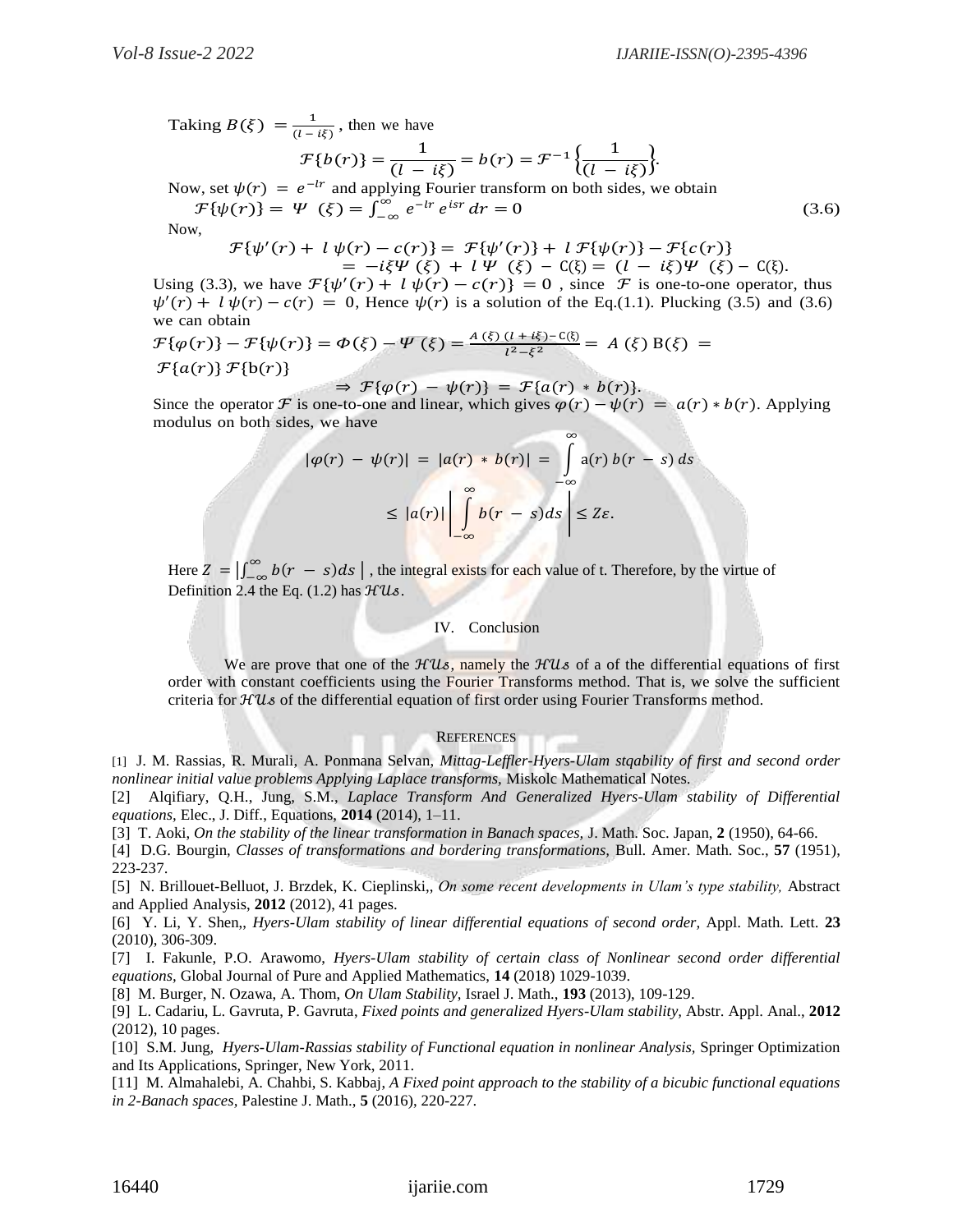Taking $B(\xi) = \frac{1}{(l - i\xi)}$, then we have

$$\mathcal{F}\{b(r)\} = \frac{1}{(l - i\xi)} = b(r) = \mathcal{F}^{-1}\left\{\frac{1}{(l - i\xi)}\right\}.$$

Now, set $\psi(r) = e^{-lr}$ and applying Fourier transform on both sides, we obtain

$$\mathcal{F}\{\psi(r)\} = \Psi(\xi) = \int_{-\infty}^{\infty} e^{-lr} e^{isr}\, dr = 0 \tag{3.6}$$

Now,

$$\mathcal{F}\{\psi'(r) + l\,\psi(r) - c(r)\} = \mathcal{F}\{\psi'(r)\} + l\,\mathcal{F}\{\psi(r)\} - \mathcal{F}\{c(r)\}$$
$$= -i\xi\Psi(\xi) + l\,\Psi(\xi) - \mathrm{C}(\xi) = (l - i\xi)\Psi(\xi) - \mathrm{C}(\xi).$$

Using (3.3), we have $\mathcal{F}\{\psi'(r) + l\,\psi(r) - c(r)\} = 0$ , since $\mathcal{F}$ is one-to-one operator, thus $\psi'(r) + l\,\psi(r) - c(r) = 0$, Hence $\psi(r)$ is a solution of the Eq.(1.1). Plucking (3.5) and (3.6) we can obtain

$$\mathcal{F}\{\varphi(r)\} - \mathcal{F}\{\psi(r)\} = \Phi(\xi) - \Psi(\xi) = \frac{A(\xi)\,(l + i\xi) - \mathrm{C}(\xi)}{l^2 - \xi^2} = A(\xi)\,\mathrm{B}(\xi) = \mathcal{F}\{a(r)\}\,\mathcal{F}\{\mathrm{b}(r)\}$$

$$\Rightarrow \mathcal{F}\{\varphi(r) - \psi(r)\} = \mathcal{F}\{a(r) * b(r)\}.$$

Since the operator $\mathcal{F}$ is one-to-one and linear, which gives $\varphi(r) - \psi(r) = a(r) * b(r)$. Applying modulus on both sides, we have

$$|\varphi(r) - \psi(r)| = |a(r) * b(r)| = \int_{-\infty}^{\infty} \mathrm{a}(r)\, b(r - s)\, ds$$
$$\leq |a(r)| \left| \int_{-\infty}^{\infty} b(r - s) ds \right| \leq Z\varepsilon.$$

Here $Z = \left|\int_{-\infty}^{\infty} b(r - s) ds\right|$ , the integral exists for each value of t. Therefore, by the virtue of Definition 2.4 the Eq. (1.2) has $\mathcal{HUs}$.

## IV. Conclusion

We are prove that one of the $\mathcal{HUs}$, namely the $\mathcal{HUs}$ of a of the differential equations of first order with constant coefficients using the Fourier Transforms method. That is, we solve the sufficient criteria for $\mathcal{HUs}$ of the differential equation of first order using Fourier Transforms method.

## References

[1] J. M. Rassias, R. Murali, A. Ponmana Selvan, *Mittag-Leffler-Hyers-Ulam stqability of first and second order nonlinear initial value problems Applying Laplace transforms,* Miskolc Mathematical Notes.

[2] Alqifiary, Q.H., Jung, S.M., *Laplace Transform And Generalized Hyers-Ulam stability of Differential equations,* Elec., J. Diff., Equations, **2014** (2014), 1–11.

[3] T. Aoki, *On the stability of the linear transformation in Banach spaces,* J. Math. Soc. Japan, **2** (1950), 64-66.

[4] D.G. Bourgin, *Classes of transformations and bordering transformations,* Bull. Amer. Math. Soc., **57** (1951), 223-237.

[5] N. Brillouet-Belluot, J. Brzdek, K. Cieplinski,, *On some recent developments in Ulam's type stability,* Abstract and Applied Analysis, **2012** (2012), 41 pages.

[6] Y. Li, Y. Shen,, *Hyers-Ulam stability of linear differential equations of second order,* Appl. Math. Lett. **23** (2010), 306-309.

[7] I. Fakunle, P.O. Arawomo, *Hyers-Ulam stability of certain class of Nonlinear second order differential equations,* Global Journal of Pure and Applied Mathematics, **14** (2018) 1029-1039.

[8] M. Burger, N. Ozawa, A. Thom, *On Ulam Stability,* Israel J. Math., **193** (2013), 109-129.

[9] L. Cadariu, L. Gavruta, P. Gavruta, *Fixed points and generalized Hyers-Ulam stability,* Abstr. Appl. Anal., **2012** (2012), 10 pages.

[10] S.M. Jung, *Hyers-Ulam-Rassias stability of Functional equation in nonlinear Analysis,* Springer Optimization and Its Applications, Springer, New York, 2011.

[11] M. Almahalebi, A. Chahbi, S. Kabbaj, *A Fixed point approach to the stability of a bicubic functional equations in 2-Banach spaces,* Palestine J. Math., **5** (2016), 220-227.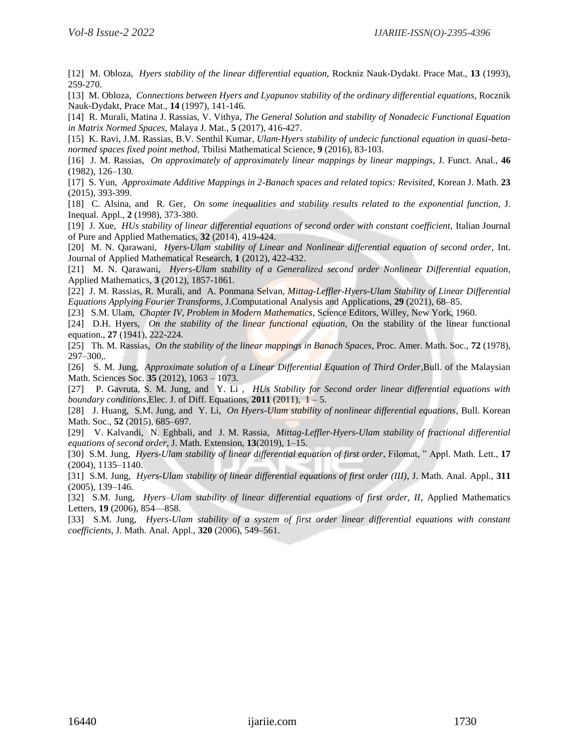[12] M. Obloza, *Hyers stability of the linear differential equation,* Rockniz Nauk-Dydakt. Prace Mat., **13** (1993), 259-270.

[13] M. Obloza, *Connections between Hyers and Lyapunov stability of the ordinary differential equations,* Rocznik Nauk-Dydakt, Prace Mat., **14** (1997), 141-146.

[14] R. Murali, Matina J. Rassias, V. Vithya, *The General Solution and stability of Nonadecic Functional Equation in Matrix Normed Spaces,* Malaya J. Mat., **5** (2017), 416-427.

[15] K. Ravi, J.M. Rassias, B.V. Senthil Kumar, *Ulam-Hyers stability of undecic functional equation in quasi-beta-normed spaces fixed point method,* Tbilisi Mathematical Science, **9** (2016), 83-103.

[16] J. M. Rassias, *On approximately of approximately linear mappings by linear mappings,* J. Funct. Anal., **46** (1982), 126–130.

[17] S. Yun, *Approximate Additive Mappings in 2-Banach spaces and related topics: Revisited,* Korean J. Math. **23** (2015), 393-399.

[18] C. Alsina, and R. Ger, *On some inequalities and stability results related to the exponential function,* J. Inequal. Appl., **2** (1998), 373-380.

[19] J. Xue, *HUs stability of linear differential equations of second order with constant coefficient,* Italian Journal of Pure and Applied Mathematics, **32** (2014), 419-424.

[20] M. N. Qarawani, *Hyers-Ulam stability of Linear and Nonlinear differential equation of second order,* Int. Journal of Applied Mathematical Research, **1** (2012), 422-432.

[21] M. N. Qarawani, *Hyers-Ulam stability of a Generalized second order Nonlinear Differential equation,* Applied Mathematics, **3** (2012), 1857-1861.

[22] J. M. Rassias, R. Murali, and A. Ponmana Selvan, *Mittag-Leffler-Hyers-Ulam Stability of Linear Differential Equations Applying Fourier Transforms,* J.Computational Analysis and Applications, **29** (2021), 68–85.

[23] S.M. Ulam, *Chapter IV, Problem in Modern Mathematics*, Science Editors, Willey, New York, 1960.

[24] D.H. Hyers, *On the stability of the linear functional equation,* On the stability of the linear functional equation., **27** (1941), 222-224.

[25] Th. M. Rassias, *On the stability of the linear mappings in Banach Spaces,* Proc. Amer. Math. Soc., **72** (1978), 297–300,.

[26] S. M. Jung, *Approximate solution of a Linear Differential Equation of Third Order*,Bull. of the Malaysian Math. Sciences Soc. **35** (2012), 1063 – 1073.

[27] P. Gavruta, S. M. Jung, and Y. Li , *HUs Stability for Second order linear differential equations with boundary conditions,*Elec. J. of Diff. Equations, **2011** (2011), 1 – 5.

[28] J. Huang, S.M. Jung, and Y. Li, *On Hyers-Ulam stability of nonlinear differential equations,* Bull. Korean Math. Soc., **52** (2015), 685–697.

[29] V. Kalvandi, N. Eghbali, and J. M. Rassia, *Mittag-Leffler-Hyers-Ulam stability of fractional differential equations of second order*, J. Math. Extension, **13**(2019), 1–15.

[30] S.M. Jung, *Hyers-Ulam stability of linear differential equation of first order*, Filomat, " Appl. Math. Lett., **17** (2004), 1135–1140.

[31] S.M. Jung, *Hyers-Ulam stability of linear differential equations of first order (III)*, J. Math. Anal. Appl., **311** (2005), 139–146.

[32] S.M. Jung, *Hyers–Ulam stability of linear differential equations of first order, II*, Applied Mathematics Letters, **19** (2006), 854—858.

[33] S.M. Jung, *Hyers-Ulam stability of a system of first order linear differential equations with constant coefficients,* J. Math. Anal. Appl., **320** (2006), 549–561.